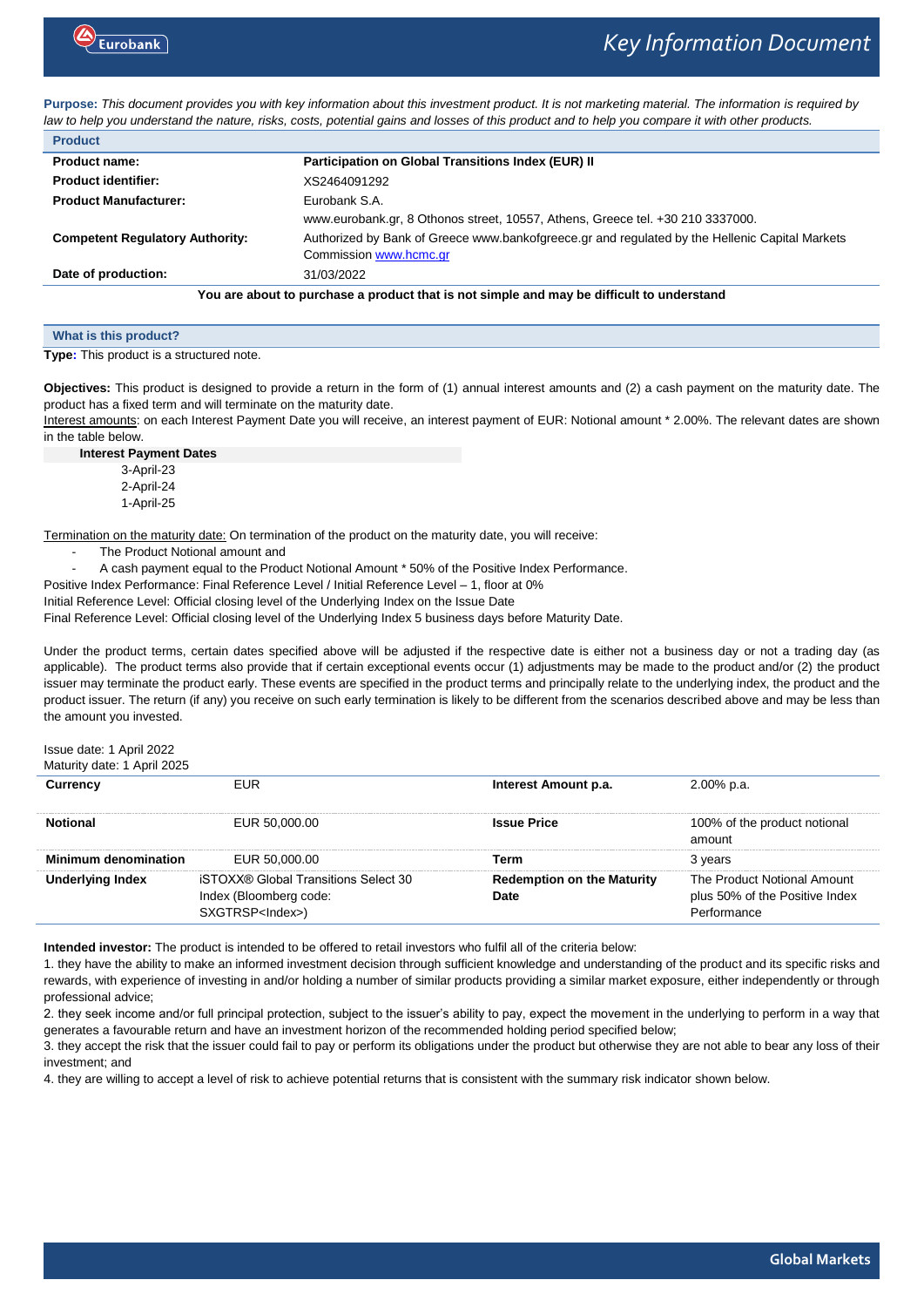# Key Information Document

**Purpose:** *This document provides you with key information about this investment product. It is not marketing material. The information is required by law to help you understand the nature, risks, costs, potential gains and losses of this product and to help you compare it with other products.*

## Product

| | |
|---|---|
| **Product name:** | **Participation on Global Transitions Index (EUR) II** |
| **Product identifier:** | XS2464091292 |
| **Product Manufacturer:** | Eurobank S.A. |
| | www.eurobank.gr, 8 Othonos street, 10557, Athens, Greece tel. +30 210 3337000. |
| **Competent Regulatory Authority:** | Authorized by Bank of Greece www.bankofgreece.gr and regulated by the Hellenic Capital Markets Commission www.hcmc.gr |
| **Date of production:** | 31/03/2022 |

**You are about to purchase a product that is not simple and may be difficult to understand**

## What is this product?

**Type:** This product is a structured note.

**Objectives:** This product is designed to provide a return in the form of (1) annual interest amounts and (2) a cash payment on the maturity date. The product has a fixed term and will terminate on the maturity date.

Interest amounts: on each Interest Payment Date you will receive, an interest payment of EUR: Notional amount * 2.00%. The relevant dates are shown in the table below.

| Interest Payment Dates |
|---|
| 3-April-23 |
| 2-April-24 |
| 1-April-25 |

Termination on the maturity date: On termination of the product on the maturity date, you will receive:

- The Product Notional amount and
- A cash payment equal to the Product Notional Amount * 50% of the Positive Index Performance.

Positive Index Performance: Final Reference Level / Initial Reference Level – 1, floor at 0%

Initial Reference Level: Official closing level of the Underlying Index on the Issue Date

Final Reference Level: Official closing level of the Underlying Index 5 business days before Maturity Date.

Under the product terms, certain dates specified above will be adjusted if the respective date is either not a business day or not a trading day (as applicable). The product terms also provide that if certain exceptional events occur (1) adjustments may be made to the product and/or (2) the product issuer may terminate the product early. These events are specified in the product terms and principally relate to the underlying index, the product and the product issuer. The return (if any) you receive on such early termination is likely to be different from the scenarios described above and may be less than the amount you invested.

Issue date: 1 April 2022
Maturity date: 1 April 2025

| **Currency** | EUR | **Interest Amount p.a.** | 2.00% p.a. |
|---|---|---|---|
| **Notional** | EUR 50,000.00 | **Issue Price** | 100% of the product notional amount |
| **Minimum denomination** | EUR 50,000.00 | **Term** | 3 years |
| **Underlying Index** | iSTOXX® Global Transitions Select 30 Index (Bloomberg code: SXGTRSP<Index>) | **Redemption on the Maturity Date** | The Product Notional Amount plus 50% of the Positive Index Performance |

**Intended investor:** The product is intended to be offered to retail investors who fulfil all of the criteria below:

1. they have the ability to make an informed investment decision through sufficient knowledge and understanding of the product and its specific risks and rewards, with experience of investing in and/or holding a number of similar products providing a similar market exposure, either independently or through professional advice;
2. they seek income and/or full principal protection, subject to the issuer's ability to pay, expect the movement in the underlying to perform in a way that generates a favourable return and have an investment horizon of the recommended holding period specified below;
3. they accept the risk that the issuer could fail to pay or perform its obligations under the product but otherwise they are not able to bear any loss of their investment; and
4. they are willing to accept a level of risk to achieve potential returns that is consistent with the summary risk indicator shown below.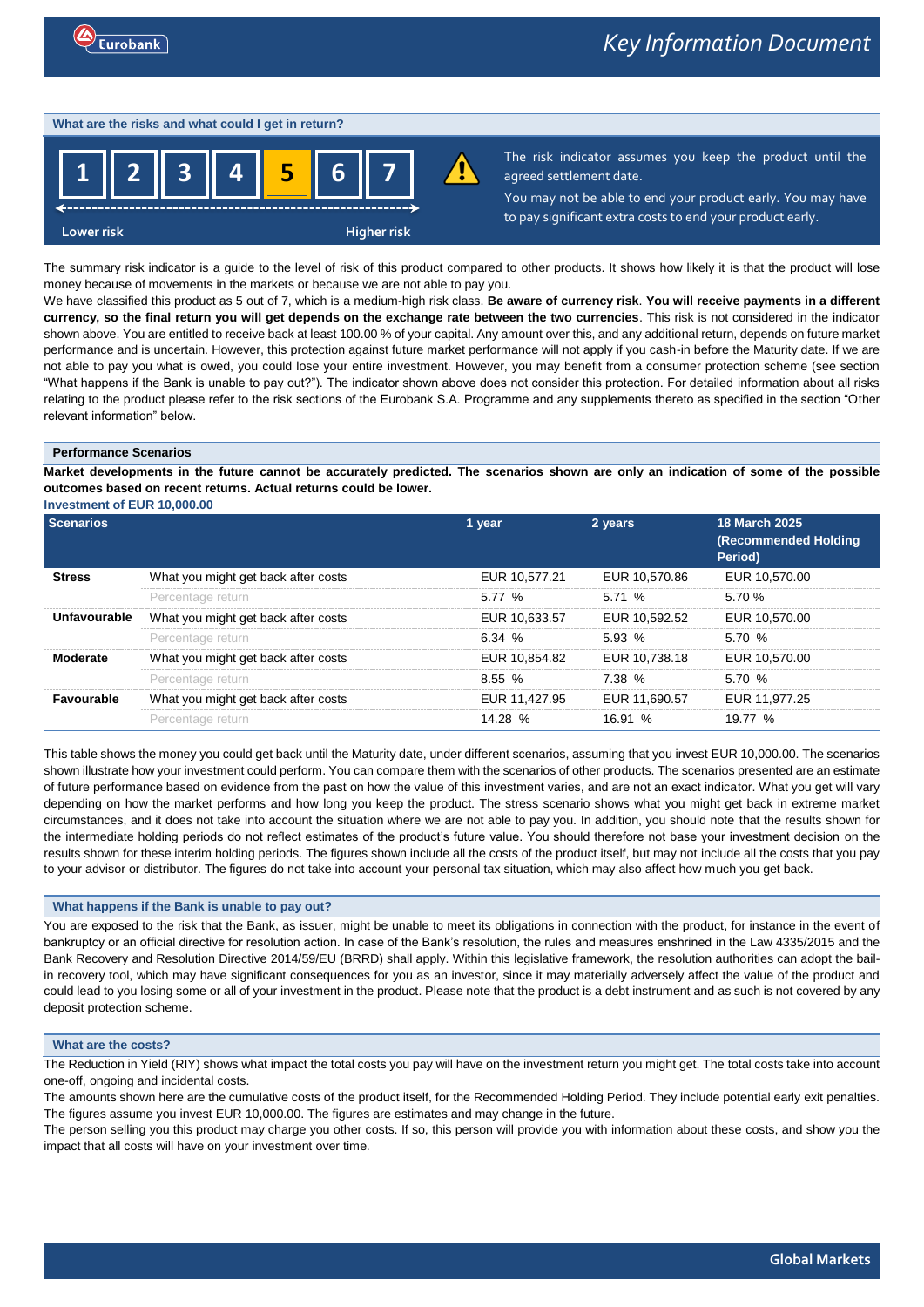## What are the risks and what could I get in return?

| 1 | 2 | 3 | 4 | **5** | 6 | 7 |
|---|---|---|---|---|---|---|

Lower risk ← → Higher risk

The risk indicator assumes you keep the product until the agreed settlement date.

You may not be able to end your product early. You may have to pay significant extra costs to end your product early.

The summary risk indicator is a guide to the level of risk of this product compared to other products. It shows how likely it is that the product will lose money because of movements in the markets or because we are not able to pay you.

We have classified this product as 5 out of 7, which is a medium-high risk class. **Be aware of currency risk**. **You will receive payments in a different currency, so the final return you will get depends on the exchange rate between the two currencies**. This risk is not considered in the indicator shown above. You are entitled to receive back at least 100.00 % of your capital. Any amount over this, and any additional return, depends on future market performance and is uncertain. However, this protection against future market performance will not apply if you cash-in before the Maturity date. If we are not able to pay you what is owed, you could lose your entire investment. However, you may benefit from a consumer protection scheme (see section "What happens if the Bank is unable to pay out?"). The indicator shown above does not consider this protection. For detailed information about all risks relating to the product please refer to the risk sections of the Eurobank S.A. Programme and any supplements thereto as specified in the section "Other relevant information" below.

### Performance Scenarios

**Market developments in the future cannot be accurately predicted. The scenarios shown are only an indication of some of the possible outcomes based on recent returns. Actual returns could be lower.**

**Investment of EUR 10,000.00**

| Scenarios | | 1 year | 2 years | 18 March 2025 (Recommended Holding Period) |
|---|---|---|---|---|
| **Stress** | What you might get back after costs | EUR 10,577.21 | EUR 10,570.86 | EUR 10,570.00 |
| | Percentage return | 5.77 % | 5.71 % | 5.70 % |
| **Unfavourable** | What you might get back after costs | EUR 10,633.57 | EUR 10,592.52 | EUR 10,570.00 |
| | Percentage return | 6.34 % | 5.93 % | 5.70 % |
| **Moderate** | What you might get back after costs | EUR 10,854.82 | EUR 10,738.18 | EUR 10,570.00 |
| | Percentage return | 8.55 % | 7.38 % | 5.70 % |
| **Favourable** | What you might get back after costs | EUR 11,427.95 | EUR 11,690.57 | EUR 11,977.25 |
| | Percentage return | 14.28 % | 16.91 % | 19.77 % |

This table shows the money you could get back until the Maturity date, under different scenarios, assuming that you invest EUR 10,000.00. The scenarios shown illustrate how your investment could perform. You can compare them with the scenarios of other products. The scenarios presented are an estimate of future performance based on evidence from the past on how the value of this investment varies, and are not an exact indicator. What you get will vary depending on how the market performs and how long you keep the product. The stress scenario shows what you might get back in extreme market circumstances, and it does not take into account the situation where we are not able to pay you. In addition, you should note that the results shown for the intermediate holding periods do not reflect estimates of the product's future value. You should therefore not base your investment decision on the results shown for these interim holding periods. The figures shown include all the costs of the product itself, but may not include all the costs that you pay to your advisor or distributor. The figures do not take into account your personal tax situation, which may also affect how much you get back.

## What happens if the Bank is unable to pay out?

You are exposed to the risk that the Bank, as issuer, might be unable to meet its obligations in connection with the product, for instance in the event of bankruptcy or an official directive for resolution action. In case of the Bank's resolution, the rules and measures enshrined in the Law 4335/2015 and the Bank Recovery and Resolution Directive 2014/59/EU (BRRD) shall apply. Within this legislative framework, the resolution authorities can adopt the bail-in recovery tool, which may have significant consequences for you as an investor, since it may materially adversely affect the value of the product and could lead to you losing some or all of your investment in the product. Please note that the product is a debt instrument and as such is not covered by any deposit protection scheme.

## What are the costs?

The Reduction in Yield (RIY) shows what impact the total costs you pay will have on the investment return you might get. The total costs take into account one-off, ongoing and incidental costs.

The amounts shown here are the cumulative costs of the product itself, for the Recommended Holding Period. They include potential early exit penalties. The figures assume you invest EUR 10,000.00. The figures are estimates and may change in the future.

The person selling you this product may charge you other costs. If so, this person will provide you with information about these costs, and show you the impact that all costs will have on your investment over time.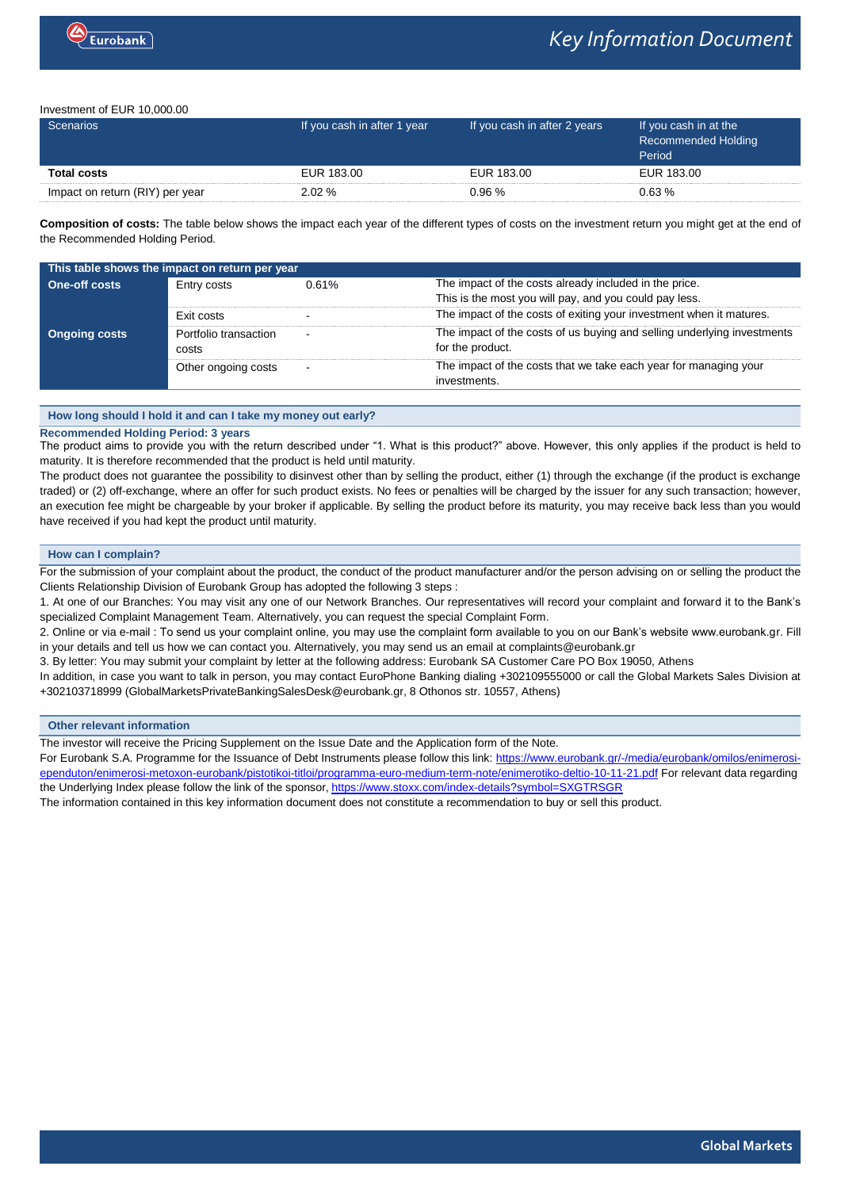Investment of EUR 10,000.00

| Scenarios | If you cash in after 1 year | If you cash in after 2 years | If you cash in at the Recommended Holding Period |
|---|---|---|---|
| **Total costs** | EUR 183.00 | EUR 183.00 | EUR 183.00 |
| Impact on return (RIY) per year | 2.02 % | 0.96 % | 0.63 % |

**Composition of costs:** The table below shows the impact each year of the different types of costs on the investment return you might get at the end of the Recommended Holding Period.

| This table shows the impact on return per year | | | |
|---|---|---|---|
| **One-off costs** | Entry costs | 0.61% | The impact of the costs already included in the price. This is the most you will pay, and you could pay less. |
| | Exit costs | - | The impact of the costs of exiting your investment when it matures. |
| **Ongoing costs** | Portfolio transaction costs | - | The impact of the costs of us buying and selling underlying investments for the product. |
| | Other ongoing costs | - | The impact of the costs that we take each year for managing your investments. |

## How long should I hold it and can I take my money out early?

**Recommended Holding Period: 3 years**

The product aims to provide you with the return described under "1. What is this product?" above. However, this only applies if the product is held to maturity. It is therefore recommended that the product is held until maturity.

The product does not guarantee the possibility to disinvest other than by selling the product, either (1) through the exchange (if the product is exchange traded) or (2) off-exchange, where an offer for such product exists. No fees or penalties will be charged by the issuer for any such transaction; however, an execution fee might be chargeable by your broker if applicable. By selling the product before its maturity, you may receive back less than you would have received if you had kept the product until maturity.

## How can I complain?

For the submission of your complaint about the product, the conduct of the product manufacturer and/or the person advising on or selling the product the Clients Relationship Division of Eurobank Group has adopted the following 3 steps :

1. At one of our Branches: You may visit any one of our Network Branches. Our representatives will record your complaint and forward it to the Bank's specialized Complaint Management Team. Alternatively, you can request the special Complaint Form.
2. Online or via e-mail : To send us your complaint online, you may use the complaint form available to you on our Bank's website www.eurobank.gr. Fill in your details and tell us how we can contact you. Alternatively, you may send us an email at complaints@eurobank.gr
3. By letter: You may submit your complaint by letter at the following address: Eurobank SA Customer Care PO Box 19050, Athens

In addition, in case you want to talk in person, you may contact EuroPhone Banking dialing +302109555000 or call the Global Markets Sales Division at +302103718999 (GlobalMarketsPrivateBankingSalesDesk@eurobank.gr, 8 Othonos str. 10557, Athens)

## Other relevant information

The investor will receive the Pricing Supplement on the Issue Date and the Application form of the Note.

For Eurobank S.A. Programme for the Issuance of Debt Instruments please follow this link: https://www.eurobank.gr/-/media/eurobank/omilos/enimerosi-ependuton/enimerosi-metoxon-eurobank/pistotikoi-titloi/programma-euro-medium-term-note/enimerotiko-deltio-10-11-21.pdf For relevant data regarding the Underlying Index please follow the link of the sponsor, https://www.stoxx.com/index-details?symbol=SXGTRSGR

The information contained in this key information document does not constitute a recommendation to buy or sell this product.